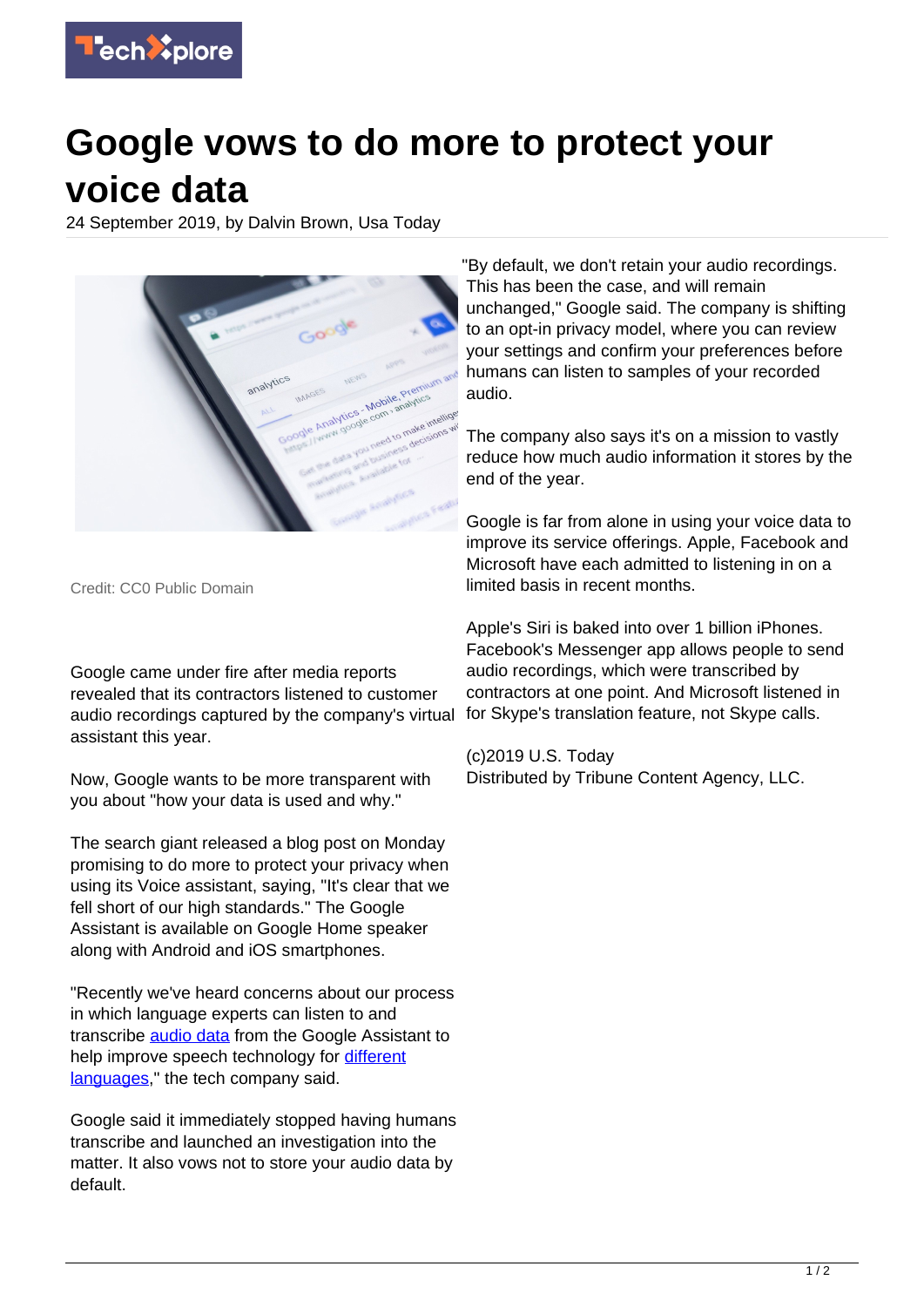# Google vows to do more to protect your voice data

24 September 2019, by Dalvin Brown, Usa Today

Credit: CC0 Public Domain

Google came under fire after media reports revealed that its contractors listened to customer audio recordings captured by the company's virtual assistant this year.

Now, Google wants to be more transparent with you about "how your data is used and why."

The search giant released a blog post on Monday promising to do more to protect your privacy when using its Voice assistant, saying, "It's clear that we fell short of our high standards." The Google Assistant is available on Google Home speaker along with Android and iOS smartphones.

"Recently we've heard concerns about our process in which language experts can listen to and transcribe audio data from the Google Assistant to help improve speech technology for different languages," the tech company said.

Google said it immediately stopped having humans transcribe and launched an investigation into the matter. It also vows not to store your audio data by default.

"By default, we don't retain your audio recordings. This has been the case, and will remain unchanged," Google said. The company is shifting to an opt-in privacy model, where you can review your settings and confirm your preferences before humans can listen to samples of your recorded audio.

The company also says it's on a mission to vastly reduce how much audio information it stores by the end of the year.

Google is far from alone in using your voice data to improve its service offerings. Apple, Facebook and Microsoft have each admitted to listening in on a limited basis in recent months.

Apple's Siri is baked into over 1 billion iPhones. Facebook's Messenger app allows people to send audio recordings, which were transcribed by contractors at one point. And Microsoft listened in for Skype's translation feature, not Skype calls.

(c)2019 U.S. Today
Distributed by Tribune Content Agency, LLC.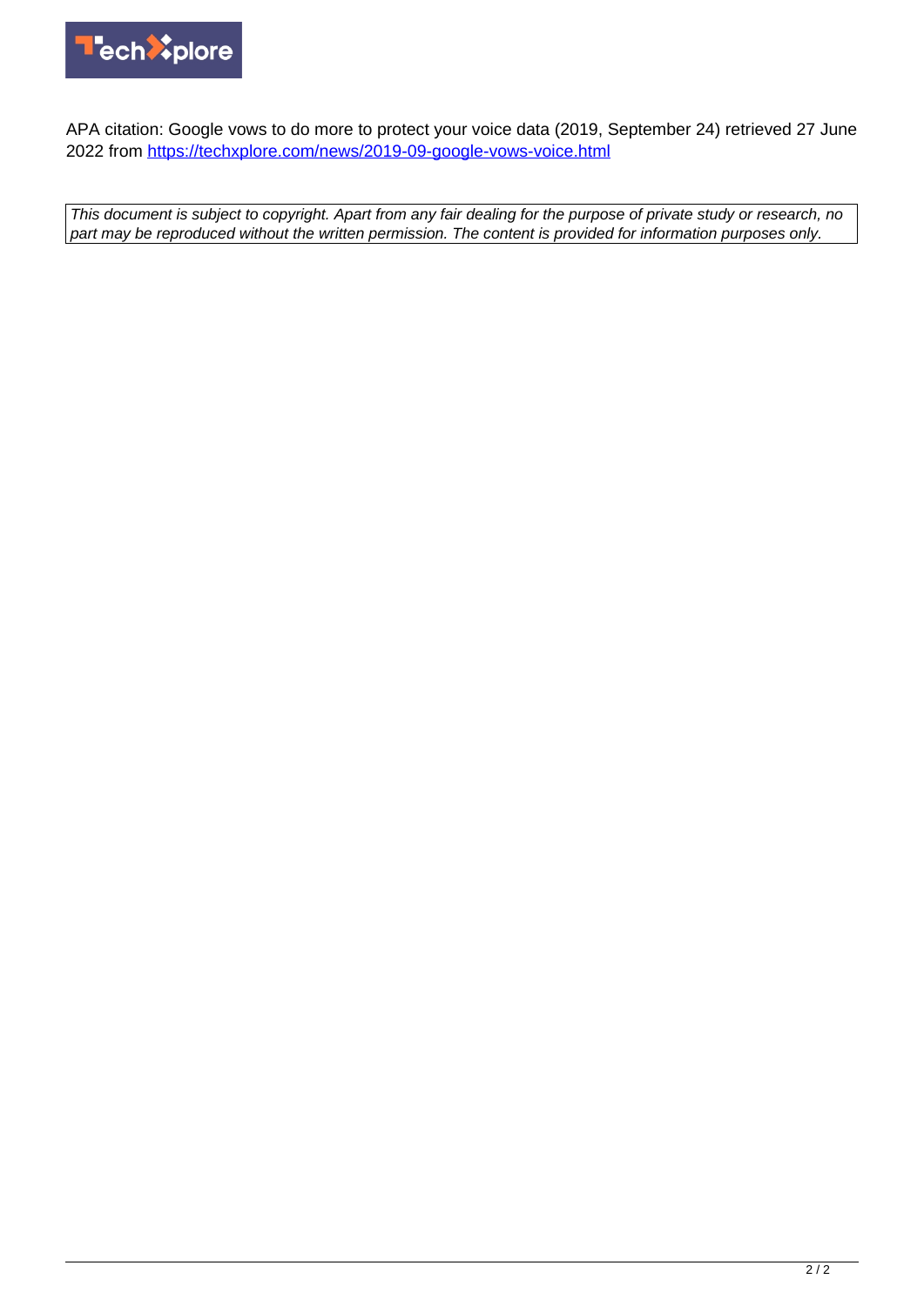APA citation: Google vows to do more to protect your voice data (2019, September 24) retrieved 27 June 2022 from https://techxplore.com/news/2019-09-google-vows-voice.html

*This document is subject to copyright. Apart from any fair dealing for the purpose of private study or research, no part may be reproduced without the written permission. The content is provided for information purposes only.*